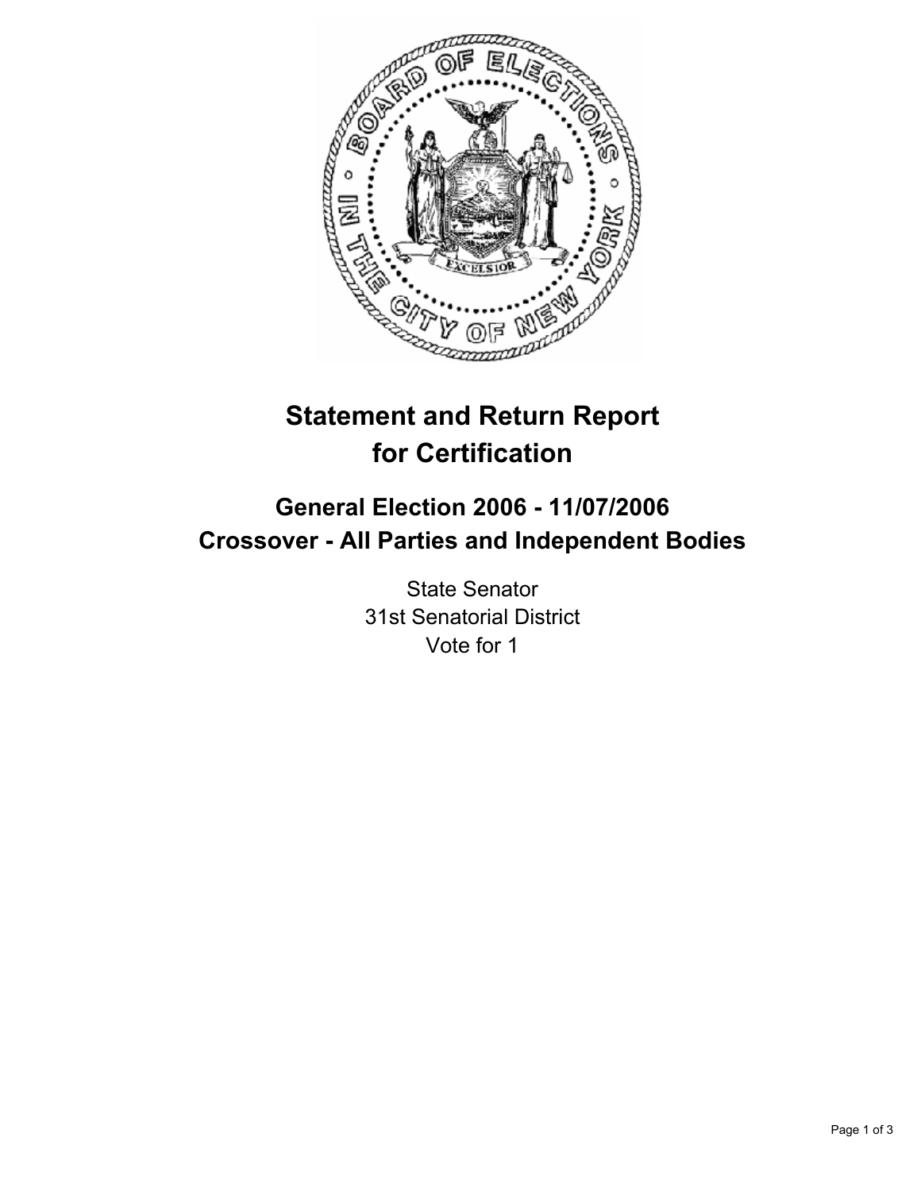# Statement and Return Report for Certification

## General Election 2006 - 11/07/2006
## Crossover - All Parties and Independent Bodies

State Senator
31st Senatorial District
Vote for 1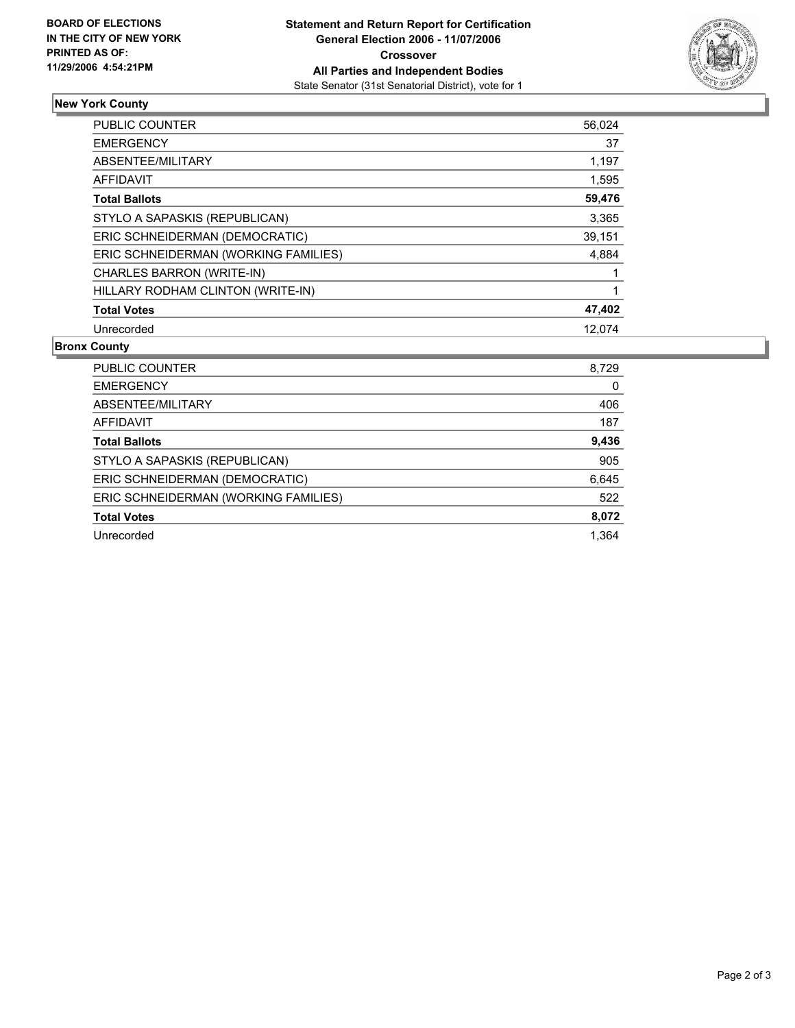**BOARD OF ELECTIONS IN THE CITY OF NEW YORK PRINTED AS OF: 11/29/2006 4:54:21PM**

**Statement and Return Report for Certification**
**General Election 2006 - 11/07/2006**
**Crossover**
**All Parties and Independent Bodies**
State Senator (31st Senatorial District), vote for 1

## New York County

| | |
|---|---|
| PUBLIC COUNTER | 56,024 |
| EMERGENCY | 37 |
| ABSENTEE/MILITARY | 1,197 |
| AFFIDAVIT | 1,595 |
| **Total Ballots** | **59,476** |
| STYLO A SAPASKIS (REPUBLICAN) | 3,365 |
| ERIC SCHNEIDERMAN (DEMOCRATIC) | 39,151 |
| ERIC SCHNEIDERMAN (WORKING FAMILIES) | 4,884 |
| CHARLES BARRON (WRITE-IN) | 1 |
| HILLARY RODHAM CLINTON (WRITE-IN) | 1 |
| **Total Votes** | **47,402** |
| Unrecorded | 12,074 |

## Bronx County

| | |
|---|---|
| PUBLIC COUNTER | 8,729 |
| EMERGENCY | 0 |
| ABSENTEE/MILITARY | 406 |
| AFFIDAVIT | 187 |
| **Total Ballots** | **9,436** |
| STYLO A SAPASKIS (REPUBLICAN) | 905 |
| ERIC SCHNEIDERMAN (DEMOCRATIC) | 6,645 |
| ERIC SCHNEIDERMAN (WORKING FAMILIES) | 522 |
| **Total Votes** | **8,072** |
| Unrecorded | 1,364 |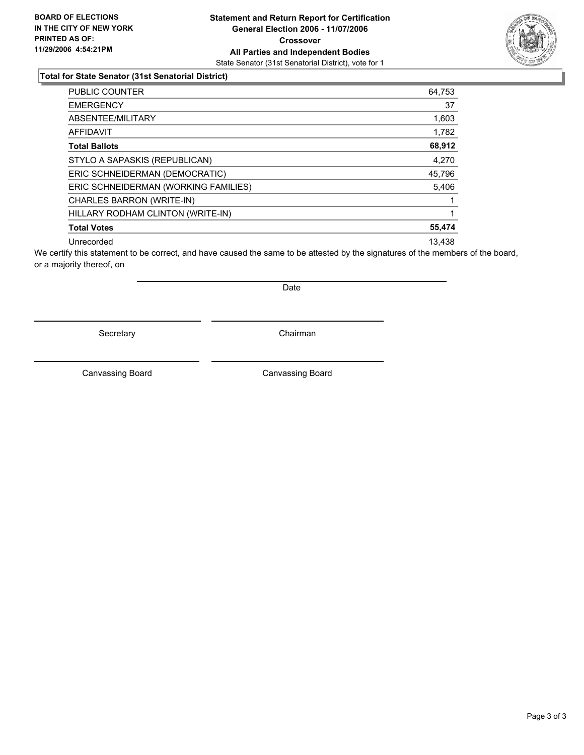**BOARD OF ELECTIONS IN THE CITY OF NEW YORK PRINTED AS OF: 11/29/2006 4:54:21PM**

**Statement and Return Report for Certification**
**General Election 2006 - 11/07/2006**
**Crossover**
**All Parties and Independent Bodies**
State Senator (31st Senatorial District), vote for 1

**Total for State Senator (31st Senatorial District)**

| | |
|---|---|
| PUBLIC COUNTER | 64,753 |
| EMERGENCY | 37 |
| ABSENTEE/MILITARY | 1,603 |
| AFFIDAVIT | 1,782 |
| **Total Ballots** | **68,912** |
| STYLO A SAPASKIS (REPUBLICAN) | 4,270 |
| ERIC SCHNEIDERMAN (DEMOCRATIC) | 45,796 |
| ERIC SCHNEIDERMAN (WORKING FAMILIES) | 5,406 |
| CHARLES BARRON (WRITE-IN) | 1 |
| HILLARY RODHAM CLINTON (WRITE-IN) | 1 |
| **Total Votes** | **55,474** |
| Unrecorded | 13,438 |

We certify this statement to be correct, and have caused the same to be attested by the signatures of the members of the board, or a majority thereof, on

Date

Secretary

Chairman

Canvassing Board

Canvassing Board